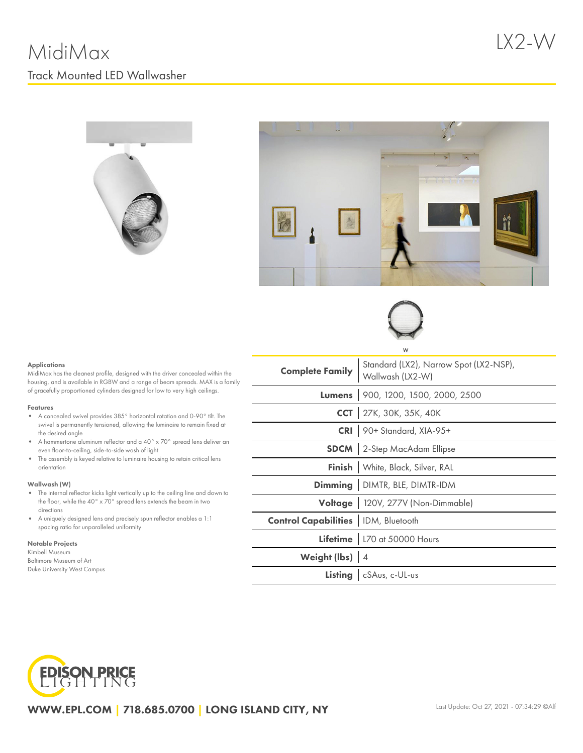# MidiMax

## Track Mounted LED Wallwasher

LX2-W

W

### Applications

MidiMax has the cleanest profile, designed with the driver concealed within the housing, and is available in RGBW and a range of beam spreads. MAX is a family of gracefully proportioned cylinders designed for low to very high ceilings.

### Features

- A concealed swivel provides 385° horizontal rotation and 0-90° tilt. The swivel is permanently tensioned, allowing the luminaire to remain fixed at the desired angle
- A hammertone aluminum reflector and a 40° x 70° spread lens deliver an even floor-to-ceiling, side-to-side wash of light
- The assembly is keyed relative to luminaire housing to retain critical lens orientation

### Wallwash (W)

- The internal reflector kicks light vertically up to the ceiling line and down to the floor, while the 40° x 70° spread lens extends the beam in two directions
- A uniquely designed lens and precisely spun reflector enables a 1:1 spacing ratio for unparalleled uniformity

### Notable Projects

Kimbell Museum
Baltimore Museum of Art
Duke University West Campus

| | |
|---|---|
| **Complete Family** | Standard (LX2), Narrow Spot (LX2-NSP), Wallwash (LX2-W) |
| **Lumens** | 900, 1200, 1500, 2000, 2500 |
| **CCT** | 27K, 30K, 35K, 40K |
| **CRI** | 90+ Standard, XIA-95+ |
| **SDCM** | 2-Step MacAdam Ellipse |
| **Finish** | White, Black, Silver, RAL |
| **Dimming** | DIMTR, BLE, DIMTR-IDM |
| **Voltage** | 120V, 277V (Non-Dimmable) |
| **Control Capabilities** | IDM, Bluetooth |
| **Lifetime** | L70 at 50000 Hours |
| **Weight (lbs)** | 4 |
| **Listing** | cSAus, c-UL-us |

EDISON PRICE LIGHTING

**WWW.EPL.COM | 718.685.0700 | LONG ISLAND CITY, NY**

Last Update: Oct 27, 2021 - 07:34:29 ©Alf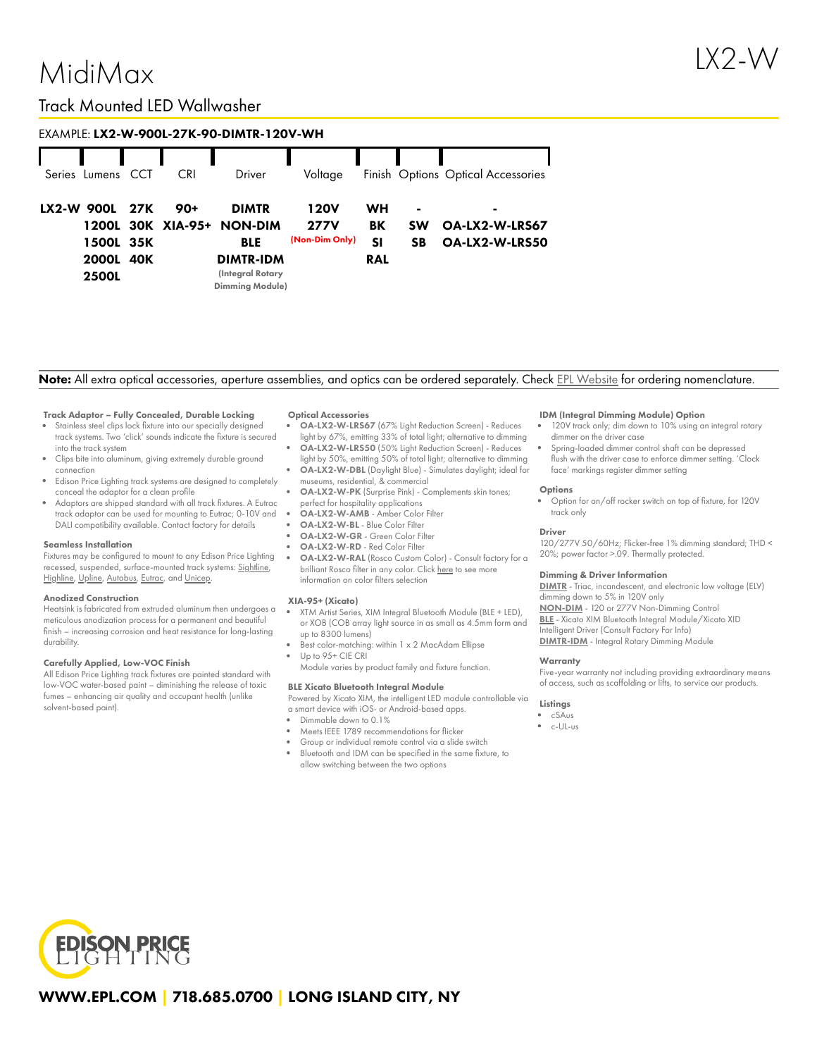# MidiMax

LX2-W

## Track Mounted LED Wallwasher

EXAMPLE: **LX2-W-900L-27K-90-DIMTR-120V-WH**

| Series | Lumens | CCT | CRI | Driver | Voltage | Finish | Options | Optical Accessories |
|---|---|---|---|---|---|---|---|---|
| **LX2-W** | **900L** | **27K** | **90+** | **DIMTR** | **120V** | **WH** | **-** | **-** |
| | **1200L** | **30K** | **XIA-95+** | **NON-DIM** | **277V** (Non-Dim Only) | **BK** | **SW** | **OA-LX2-W-LRS67** |
| | **1500L** | **35K** | | **BLE** | | **SI** | **SB** | **OA-LX2-W-LRS50** |
| | **2000L** | **40K** | | **DIMTR-IDM** (Integral Rotary Dimming Module) | | **RAL** | | |
| | **2500L** | | | | | | | |

**Note:** All extra optical accessories, aperture assemblies, and optics can be ordered separately. Check EPL Website for ordering nomenclature.

#### Track Adaptor – Fully Concealed, Durable Locking

- Stainless steel clips lock fixture into our specially designed track systems. Two 'click' sounds indicate the fixture is secured into the track system
- Clips bite into aluminum, giving extremely durable ground connection
- Edison Price Lighting track systems are designed to completely conceal the adaptor for a clean profile
- Adaptors are shipped standard with all track fixtures. A Eutrac track adaptor can be used for mounting to Eutrac; 0-10V and DALI compatibility available. Contact factory for details

#### Seamless Installation

Fixtures may be configured to mount to any Edison Price Lighting recessed, suspended, surface-mounted track systems: Sightline, Highline, Upline, Autobus, Eutrac, and Unicep.

#### Anodized Construction

Heatsink is fabricated from extruded aluminum then undergoes a meticulous anodization process for a permanent and beautiful finish – increasing corrosion and heat resistance for long-lasting durability.

#### Carefully Applied, Low-VOC Finish

All Edison Price Lighting track fixtures are painted standard with low-VOC water-based paint – diminishing the release of toxic fumes – enhancing air quality and occupant health (unlike solvent-based paint).

#### Optical Accessories

- **OA-LX2-W-LRS67** (67% Light Reduction Screen) - Reduces light by 67%, emitting 33% of total light; alternative to dimming
- **OA-LX2-W-LRS50** (50% Light Reduction Screen) - Reduces light by 50%, emitting 50% of total light; alternative to dimming
- **OA-LX2-W-DBL** (Daylight Blue) - Simulates daylight; ideal for museums, residential, & commercial
- **OA-LX2-W-PK** (Surprise Pink) - Complements skin tones; perfect for hospitality applications
- **OA-LX2-W-AMB** - Amber Color Filter
- **OA-LX2-W-BL** - Blue Color Filter
- **OA-LX2-W-GR** - Green Color Filter
- **OA-LX2-W-RD** - Red Color Filter
- **OA-LX2-W-RAL** (Rosco Custom Color) - Consult factory for a brilliant Rosco filter in any color. Click here to see more information on color filters selection

#### XIA-95+ (Xicato)

- XTM Artist Series, XIM Integral Bluetooth Module (BLE + LED), or XOB (COB array light source in as small as 4.5mm form and up to 8300 lumens)
- Best color-matching: within 1 x 2 MacAdam Ellipse
- Up to 95+ CIE CRI

  Module varies by product family and fixture function.

#### BLE Xicato Bluetooth Integral Module

Powered by Xicato XIM, the intelligent LED module controllable via a smart device with iOS- or Android-based apps.

- Dimmable down to 0.1%
- Meets IEEE 1789 recommendations for flicker
- Group or individual remote control via a slide switch
- Bluetooth and IDM can be specified in the same fixture, to allow switching between the two options

#### IDM (Integral Dimming Module) Option

- 120V track only; dim down to 10% using an integral rotary dimmer on the driver case
- Spring-loaded dimmer control shaft can be depressed flush with the driver case to enforce dimmer setting. 'Clock face' markings register dimmer setting

#### Options

- Option for on/off rocker switch on top of fixture, for 120V track only

#### Driver

120/277V 50/60Hz; Flicker-free 1% dimming standard; THD < 20%; power factor >.09. Thermally protected.

#### Dimming & Driver Information

**DIMTR** - Triac, incandescent, and electronic low voltage (ELV) dimming down to 5% in 120V only
**NON-DIM** - 120 or 277V Non-Dimming Control
**BLE** - Xicato XIM Bluetooth Integral Module/Xicato XID Intelligent Driver (Consult Factory For Info)
**DIMTR-IDM** - Integral Rotary Dimming Module

#### Warranty

Five-year warranty not including providing extraordinary means of access, such as scaffolding or lifts, to service our products.

#### Listings

- cSAus
- c-UL-us

EDISON PRICE LIGHTING

**WWW.EPL.COM | 718.685.0700 | LONG ISLAND CITY, NY**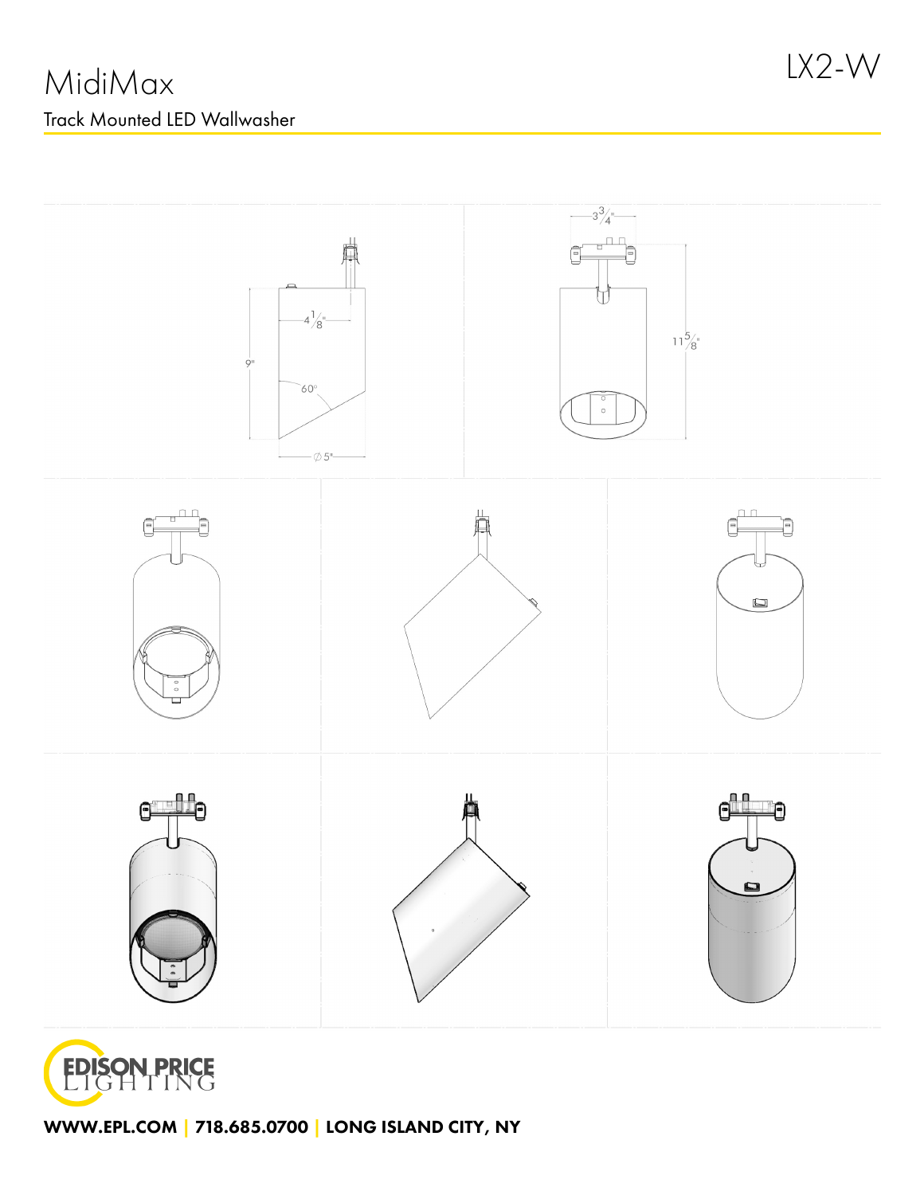# MidiMax

LX2-W

Track Mounted LED Wallwasher

4 1/8"

9"

60°

∅ 5"

3 3/4"

11 5/8"

WWW.EPL.COM | 718.685.0700 | LONG ISLAND CITY, NY